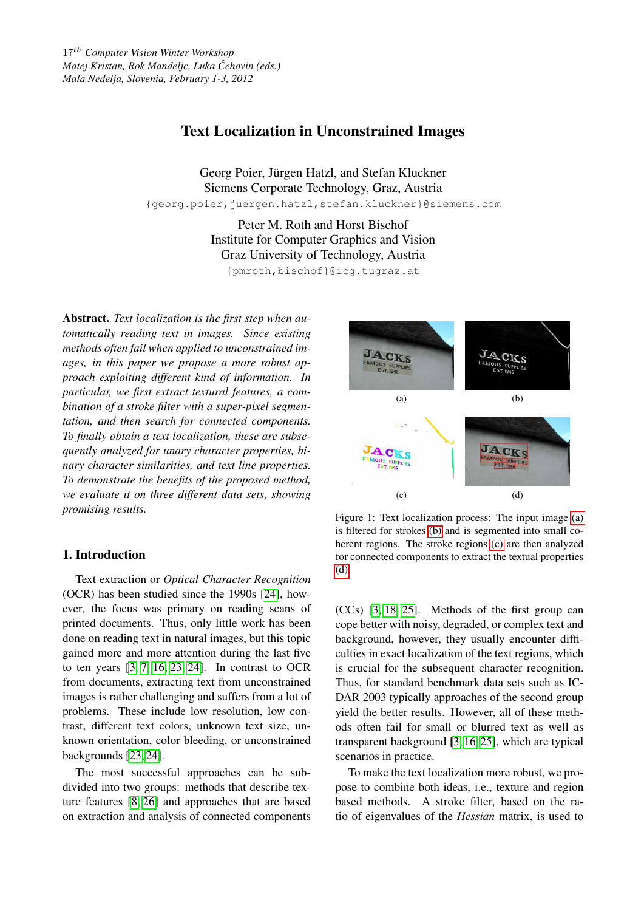17$^{th}$ *Computer Vision Winter Workshop*
*Matej Kristan, Rok Mandeljc, Luka Čehovin (eds.)*
*Mala Nedelja, Slovenia, February 1-3, 2012*

# Text Localization in Unconstrained Images

Georg Poier, Jürgen Hatzl, and Stefan Kluckner
Siemens Corporate Technology, Graz, Austria
{georg.poier,juergen.hatzl,stefan.kluckner}@siemens.com

Peter M. Roth and Horst Bischof
Institute for Computer Graphics and Vision
Graz University of Technology, Austria
{pmroth,bischof}@icg.tugraz.at

**Abstract.** *Text localization is the first step when automatically reading text in images. Since existing methods often fail when applied to unconstrained images, in this paper we propose a more robust approach exploiting different kind of information. In particular, we first extract textural features, a combination of a stroke filter with a super-pixel segmentation, and then search for connected components. To finally obtain a text localization, these are subsequently analyzed for unary character properties, binary character similarities, and text line properties. To demonstrate the benefits of the proposed method, we evaluate it on three different data sets, showing promising results.*

## 1. Introduction

Text extraction or *Optical Character Recognition* (OCR) has been studied since the 1990s [24], however, the focus was primary on reading scans of printed documents. Thus, only little work has been done on reading text in natural images, but this topic gained more and more attention during the last five to ten years [3, 7, 16, 23, 24]. In contrast to OCR from documents, extracting text from unconstrained images is rather challenging and suffers from a lot of problems. These include low resolution, low contrast, different text colors, unknown text size, unknown orientation, color bleeding, or unconstrained backgrounds [23, 24].

The most successful approaches can be subdivided into two groups: methods that describe texture features [8, 26] and approaches that are based on extraction and analysis of connected components (CCs) [3, 18, 25]. Methods of the first group can cope better with noisy, degraded, or complex text and background, however, they usually encounter difficulties in exact localization of the text regions, which is crucial for the subsequent character recognition. Thus, for standard benchmark data sets such as ICDAR 2003 typically approaches of the second group yield the better results. However, all of these methods often fail for small or blurred text as well as transparent background [3, 16, 25], which are typical scenarios in practice.

(a)

(b)

(c)

(d)

Figure 1: Text localization process: The input image (a) is filtered for strokes (b) and is segmented into small coherent regions. The stroke regions (c) are then analyzed for connected components to extract the textual properties (d).

To make the text localization more robust, we propose to combine both ideas, i.e., texture and region based methods. A stroke filter, based on the ratio of eigenvalues of the *Hessian* matrix, is used to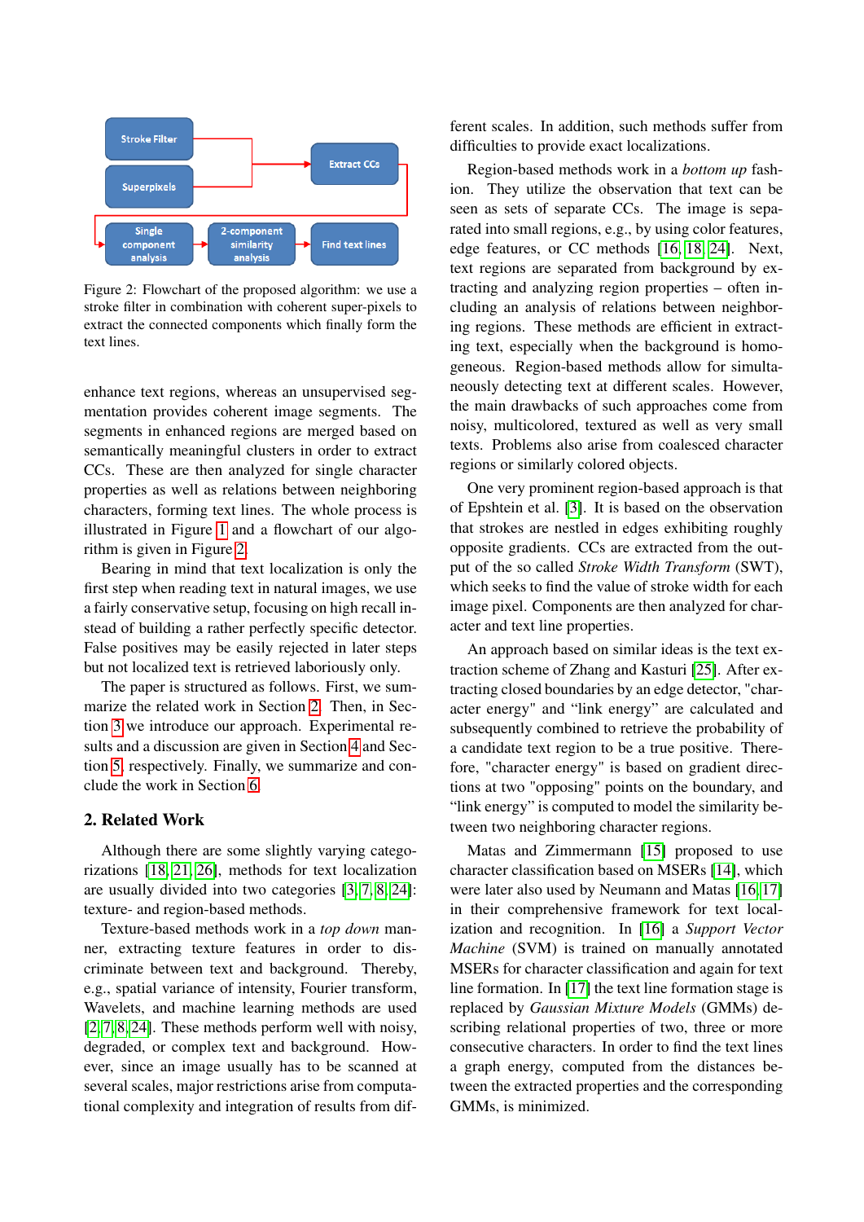Stroke Filter

Superpixels

Extract CCs

Single component analysis

2-component similarity analysis

Find text lines

Figure 2: Flowchart of the proposed algorithm: we use a stroke filter in combination with coherent super-pixels to extract the connected components which finally form the text lines.

enhance text regions, whereas an unsupervised segmentation provides coherent image segments. The segments in enhanced regions are merged based on semantically meaningful clusters in order to extract CCs. These are then analyzed for single character properties as well as relations between neighboring characters, forming text lines. The whole process is illustrated in Figure 1 and a flowchart of our algorithm is given in Figure 2.

Bearing in mind that text localization is only the first step when reading text in natural images, we use a fairly conservative setup, focusing on high recall instead of building a rather perfectly specific detector. False positives may be easily rejected in later steps but not localized text is retrieved laboriously only.

The paper is structured as follows. First, we summarize the related work in Section 2. Then, in Section 3 we introduce our approach. Experimental results and a discussion are given in Section 4 and Section 5 respectively. Finally, we summarize and conclude the work in Section 6.

## 2. Related Work

Although there are some slightly varying categorizations [18, 21, 26], methods for text localization are usually divided into two categories [3, 7, 8, 24]: texture- and region-based methods.

Texture-based methods work in a *top down* manner, extracting texture features in order to discriminate between text and background. Thereby, e.g., spatial variance of intensity, Fourier transform, Wavelets, and machine learning methods are used [2, 7, 8, 24]. These methods perform well with noisy, degraded, or complex text and background. However, since an image usually has to be scanned at several scales, major restrictions arise from computational complexity and integration of results from different scales. In addition, such methods suffer from difficulties to provide exact localizations.

Region-based methods work in a *bottom up* fashion. They utilize the observation that text can be seen as sets of separate CCs. The image is separated into small regions, e.g., by using color features, edge features, or CC methods [16, 18, 24]. Next, text regions are separated from background by extracting and analyzing region properties – often including an analysis of relations between neighboring regions. These methods are efficient in extracting text, especially when the background is homogeneous. Region-based methods allow for simultaneously detecting text at different scales. However, the main drawbacks of such approaches come from noisy, multicolored, textured as well as very small texts. Problems also arise from coalesced character regions or similarly colored objects.

One very prominent region-based approach is that of Epshtein et al. [3]. It is based on the observation that strokes are nestled in edges exhibiting roughly opposite gradients. CCs are extracted from the output of the so called *Stroke Width Transform* (SWT), which seeks to find the value of stroke width for each image pixel. Components are then analyzed for character and text line properties.

An approach based on similar ideas is the text extraction scheme of Zhang and Kasturi [25]. After extracting closed boundaries by an edge detector, "character energy" and “link energy” are calculated and subsequently combined to retrieve the probability of a candidate text region to be a true positive. Therefore, "character energy" is based on gradient directions at two "opposing" points on the boundary, and “link energy” is computed to model the similarity between two neighboring character regions.

Matas and Zimmermann [15] proposed to use character classification based on MSERs [14], which were later also used by Neumann and Matas [16, 17] in their comprehensive framework for text localization and recognition. In [16] a *Support Vector Machine* (SVM) is trained on manually annotated MSERs for character classification and again for text line formation. In [17] the text line formation stage is replaced by *Gaussian Mixture Models* (GMMs) describing relational properties of two, three or more consecutive characters. In order to find the text lines a graph energy, computed from the distances between the extracted properties and the corresponding GMMs, is minimized.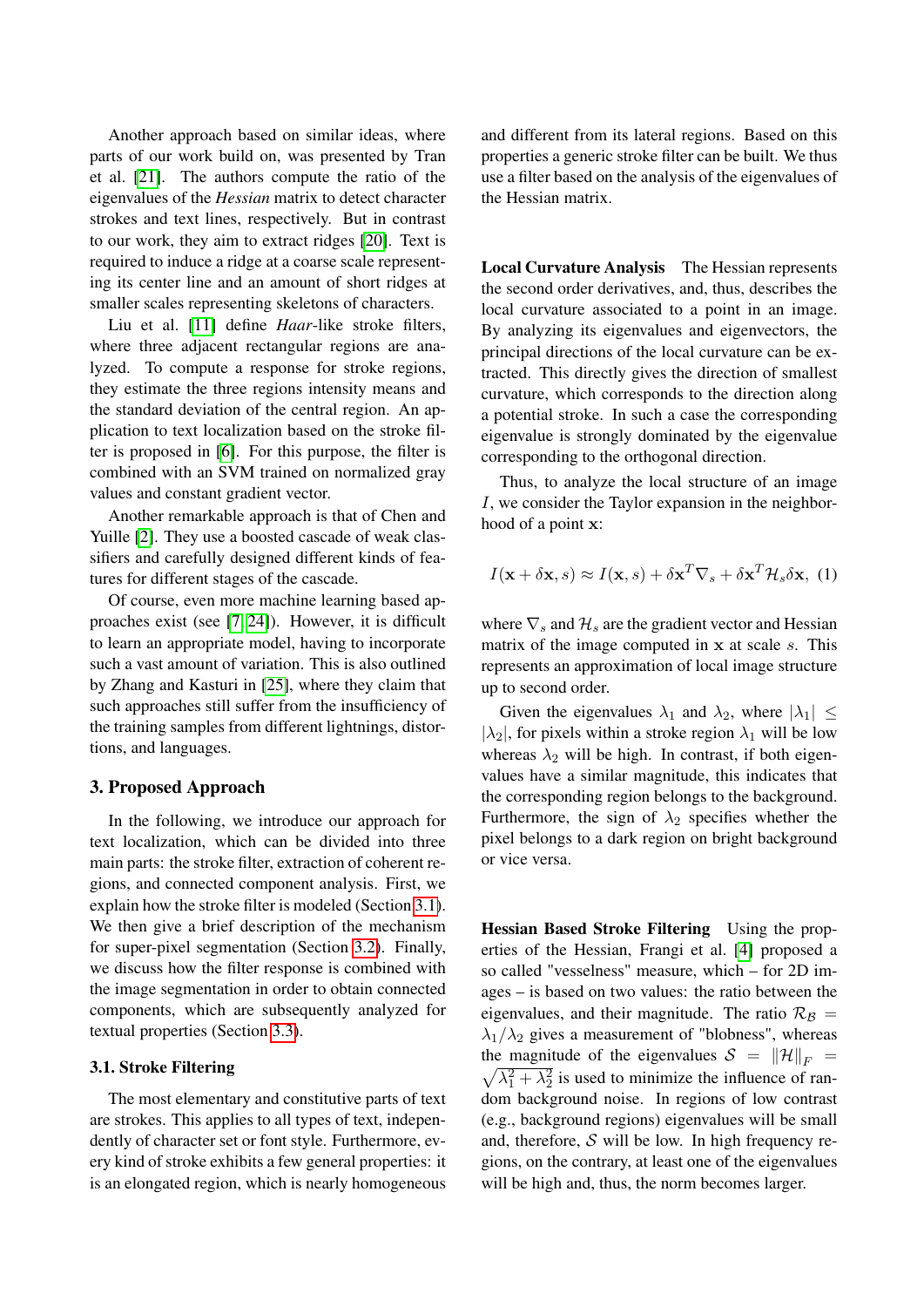Another approach based on similar ideas, where parts of our work build on, was presented by Tran et al. [21]. The authors compute the ratio of the eigenvalues of the *Hessian* matrix to detect character strokes and text lines, respectively. But in contrast to our work, they aim to extract ridges [20]. Text is required to induce a ridge at a coarse scale representing its center line and an amount of short ridges at smaller scales representing skeletons of characters.

Liu et al. [11] define *Haar*-like stroke filters, where three adjacent rectangular regions are analyzed. To compute a response for stroke regions, they estimate the three regions intensity means and the standard deviation of the central region. An application to text localization based on the stroke filter is proposed in [6]. For this purpose, the filter is combined with an SVM trained on normalized gray values and constant gradient vector.

Another remarkable approach is that of Chen and Yuille [2]. They use a boosted cascade of weak classifiers and carefully designed different kinds of features for different stages of the cascade.

Of course, even more machine learning based approaches exist (see [7, 24]). However, it is difficult to learn an appropriate model, having to incorporate such a vast amount of variation. This is also outlined by Zhang and Kasturi in [25], where they claim that such approaches still suffer from the insufficiency of the training samples from different lightnings, distortions, and languages.

## 3. Proposed Approach

In the following, we introduce our approach for text localization, which can be divided into three main parts: the stroke filter, extraction of coherent regions, and connected component analysis. First, we explain how the stroke filter is modeled (Section 3.1). We then give a brief description of the mechanism for super-pixel segmentation (Section 3.2). Finally, we discuss how the filter response is combined with the image segmentation in order to obtain connected components, which are subsequently analyzed for textual properties (Section 3.3).

### 3.1. Stroke Filtering

The most elementary and constitutive parts of text are strokes. This applies to all types of text, independently of character set or font style. Furthermore, every kind of stroke exhibits a few general properties: it is an elongated region, which is nearly homogeneous and different from its lateral regions. Based on this properties a generic stroke filter can be built. We thus use a filter based on the analysis of the eigenvalues of the Hessian matrix.

**Local Curvature Analysis** The Hessian represents the second order derivatives, and, thus, describes the local curvature associated to a point in an image. By analyzing its eigenvalues and eigenvectors, the principal directions of the local curvature can be extracted. This directly gives the direction of smallest curvature, which corresponds to the direction along a potential stroke. In such a case the corresponding eigenvalue is strongly dominated by the eigenvalue corresponding to the orthogonal direction.

Thus, to analyze the local structure of an image $I$, we consider the Taylor expansion in the neighborhood of a point $\mathbf{x}$:

$$I(\mathbf{x} + \delta\mathbf{x}, s) \approx I(\mathbf{x}, s) + \delta\mathbf{x}^T \nabla_s + \delta\mathbf{x}^T \mathcal{H}_s \delta\mathbf{x}, \quad (1)$$

where $\nabla_s$ and $\mathcal{H}_s$ are the gradient vector and Hessian matrix of the image computed in $\mathbf{x}$ at scale $s$. This represents an approximation of local image structure up to second order.

Given the eigenvalues $\lambda_1$ and $\lambda_2$, where $|\lambda_1| \leq |\lambda_2|$, for pixels within a stroke region $\lambda_1$ will be low whereas $\lambda_2$ will be high. In contrast, if both eigenvalues have a similar magnitude, this indicates that the corresponding region belongs to the background. Furthermore, the sign of $\lambda_2$ specifies whether the pixel belongs to a dark region on bright background or vice versa.

**Hessian Based Stroke Filtering** Using the properties of the Hessian, Frangi et al. [4] proposed a so called "vesselness" measure, which – for 2D images – is based on two values: the ratio between the eigenvalues, and their magnitude. The ratio $\mathcal{R}_\mathcal{B} = \lambda_1/\lambda_2$ gives a measurement of "blobness", whereas the magnitude of the eigenvalues $\mathcal{S} = \|\mathcal{H}\|_F = \sqrt{\lambda_1^2 + \lambda_2^2}$ is used to minimize the influence of random background noise. In regions of low contrast (e.g., background regions) eigenvalues will be small and, therefore, $\mathcal{S}$ will be low. In high frequency regions, on the contrary, at least one of the eigenvalues will be high and, thus, the norm becomes larger.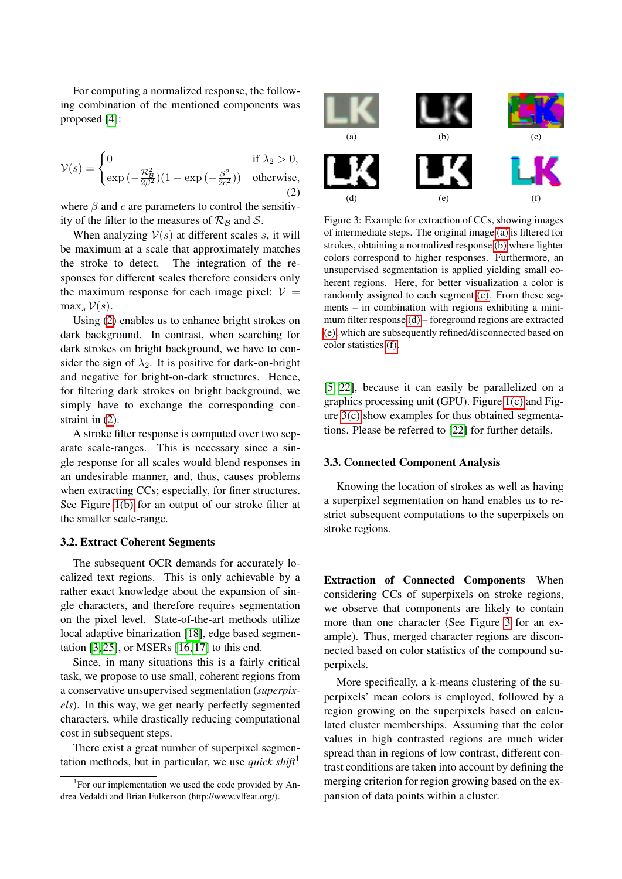For computing a normalized response, the following combination of the mentioned components was proposed [4]:

$$\mathcal{V}(s) = \begin{cases} 0 & \text{if } \lambda_2 > 0, \\ \exp\left(-\frac{\mathcal{R}_\mathcal{B}^2}{2\beta^2}\right)\left(1 - \exp\left(-\frac{\mathcal{S}^2}{2c^2}\right)\right) & \text{otherwise,} \end{cases} \tag{2}$$

where $\beta$ and $c$ are parameters to control the sensitivity of the filter to the measures of $\mathcal{R}_\mathcal{B}$ and $\mathcal{S}$.

When analyzing $\mathcal{V}(s)$ at different scales $s$, it will be maximum at a scale that approximately matches the stroke to detect. The integration of the responses for different scales therefore considers only the maximum response for each image pixel: $\mathcal{V} = \max_s \mathcal{V}(s)$.

Using (2) enables us to enhance bright strokes on dark background. In contrast, when searching for dark strokes on bright background, we have to consider the sign of $\lambda_2$. It is positive for dark-on-bright and negative for bright-on-dark structures. Hence, for filtering dark strokes on bright background, we simply have to exchange the corresponding constraint in (2).

A stroke filter response is computed over two separate scale-ranges. This is necessary since a single response for all scales would blend responses in an undesirable manner, and, thus, causes problems when extracting CCs; especially, for finer structures. See Figure 1(b) for an output of our stroke filter at the smaller scale-range.

### 3.2. Extract Coherent Segments

The subsequent OCR demands for accurately localized text regions. This is only achievable by a rather exact knowledge about the expansion of single characters, and therefore requires segmentation on the pixel level. State-of-the-art methods utilize local adaptive binarization [18], edge based segmentation [3, 25], or MSERs [16, 17] to this end.

Since, in many situations this is a fairly critical task, we propose to use small, coherent regions from a conservative unsupervised segmentation (*superpixels*). In this way, we get nearly perfectly segmented characters, while drastically reducing computational cost in subsequent steps.

There exist a great number of superpixel segmentation methods, but in particular, we use *quick shift*[1] [5, 22], because it can easily be parallelized on a graphics processing unit (GPU). Figure 1(c) and Figure 3(c) show examples for thus obtained segmentations. Please be referred to [22] for further details.

[1] For our implementation we used the code provided by Andrea Vedaldi and Brian Fulkerson (http://www.vlfeat.org/).

(a) (b) (c)

(d) (e) (f)

Figure 3: Example for extraction of CCs, showing images of intermediate steps. The original image (a) is filtered for strokes, obtaining a normalized response (b) where lighter colors correspond to higher responses. Furthermore, an unsupervised segmentation is applied yielding small coherent regions. Here, for better visualization a color is randomly assigned to each segment (c). From these segments – in combination with regions exhibiting a minimum filter response (d) – foreground regions are extracted (e) which are subsequently refined/disconnected based on color statistics (f).

### 3.3. Connected Component Analysis

Knowing the location of strokes as well as having a superpixel segmentation on hand enables us to restrict subsequent computations to the superpixels on stroke regions.

**Extraction of Connected Components** When considering CCs of superpixels on stroke regions, we observe that components are likely to contain more than one character (See Figure 3 for an example). Thus, merged character regions are disconnected based on color statistics of the compound superpixels.

More specifically, a k-means clustering of the superpixels' mean colors is employed, followed by a region growing on the superpixels based on calculated cluster memberships. Assuming that the color values in high contrasted regions are much wider spread than in regions of low contrast, different contrast conditions are taken into account by defining the merging criterion for region growing based on the expansion of data points within a cluster.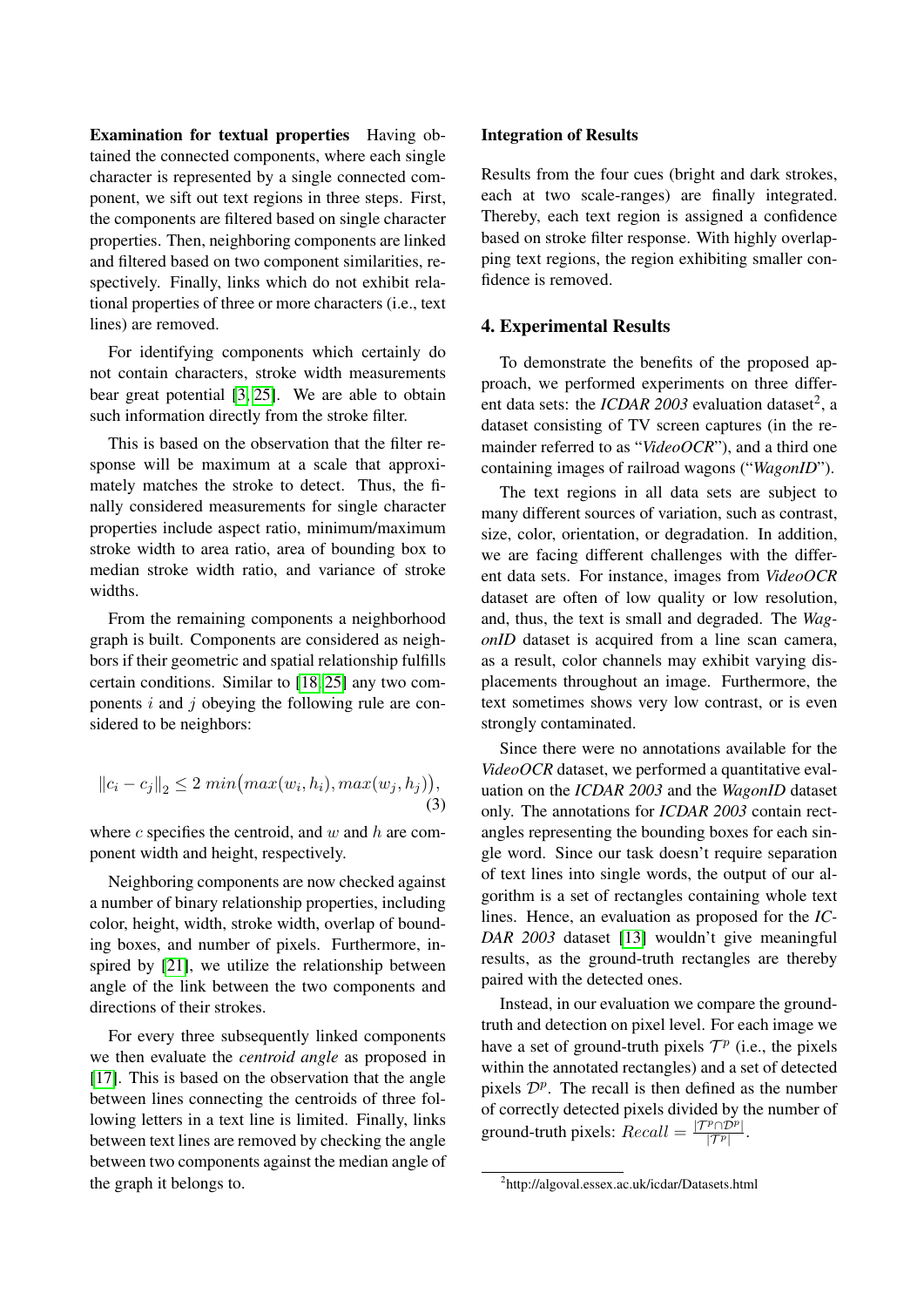**Examination for textual properties** Having obtained the connected components, where each single character is represented by a single connected component, we sift out text regions in three steps. First, the components are filtered based on single character properties. Then, neighboring components are linked and filtered based on two component similarities, respectively. Finally, links which do not exhibit relational properties of three or more characters (i.e., text lines) are removed.

For identifying components which certainly do not contain characters, stroke width measurements bear great potential [3, 25]. We are able to obtain such information directly from the stroke filter.

This is based on the observation that the filter response will be maximum at a scale that approximately matches the stroke to detect. Thus, the finally considered measurements for single character properties include aspect ratio, minimum/maximum stroke width to area ratio, area of bounding box to median stroke width ratio, and variance of stroke widths.

From the remaining components a neighborhood graph is built. Components are considered as neighbors if their geometric and spatial relationship fulfills certain conditions. Similar to [18, 25] any two components $i$ and $j$ obeying the following rule are considered to be neighbors:

$$\|c_i - c_j\|_2 \leq 2\ min\big(max(w_i, h_i), max(w_j, h_j)\big), \tag{3}$$

where $c$ specifies the centroid, and $w$ and $h$ are component width and height, respectively.

Neighboring components are now checked against a number of binary relationship properties, including color, height, width, stroke width, overlap of bounding boxes, and number of pixels. Furthermore, inspired by [21], we utilize the relationship between angle of the link between the two components and directions of their strokes.

For every three subsequently linked components we then evaluate the *centroid angle* as proposed in [17]. This is based on the observation that the angle between lines connecting the centroids of three following letters in a text line is limited. Finally, links between text lines are removed by checking the angle between two components against the median angle of the graph it belongs to.

**Integration of Results**

Results from the four cues (bright and dark strokes, each at two scale-ranges) are finally integrated. Thereby, each text region is assigned a confidence based on stroke filter response. With highly overlapping text regions, the region exhibiting smaller confidence is removed.

## 4. Experimental Results

To demonstrate the benefits of the proposed approach, we performed experiments on three different data sets: the *ICDAR 2003* evaluation dataset[2], a dataset consisting of TV screen captures (in the remainder referred to as "*VideoOCR*"), and a third one containing images of railroad wagons ("*WagonID*").

The text regions in all data sets are subject to many different sources of variation, such as contrast, size, color, orientation, or degradation. In addition, we are facing different challenges with the different data sets. For instance, images from *VideoOCR* dataset are often of low quality or low resolution, and, thus, the text is small and degraded. The *WagonID* dataset is acquired from a line scan camera, as a result, color channels may exhibit varying displacements throughout an image. Furthermore, the text sometimes shows very low contrast, or is even strongly contaminated.

Since there were no annotations available for the *VideoOCR* dataset, we performed a quantitative evaluation on the *ICDAR 2003* and the *WagonID* dataset only. The annotations for *ICDAR 2003* contain rectangles representing the bounding boxes for each single word. Since our task doesn't require separation of text lines into single words, the output of our algorithm is a set of rectangles containing whole text lines. Hence, an evaluation as proposed for the *ICDAR 2003* dataset [13] wouldn't give meaningful results, as the ground-truth rectangles are thereby paired with the detected ones.

Instead, in our evaluation we compare the ground-truth and detection on pixel level. For each image we have a set of ground-truth pixels $\mathcal{T}^p$ (i.e., the pixels within the annotated rectangles) and a set of detected pixels $\mathcal{D}^p$. The recall is then defined as the number of correctly detected pixels divided by the number of ground-truth pixels: $Recall = \frac{|\mathcal{T}^p \cap \mathcal{D}^p|}{|\mathcal{T}^p|}$.

[2] http://algoval.essex.ac.uk/icdar/Datasets.html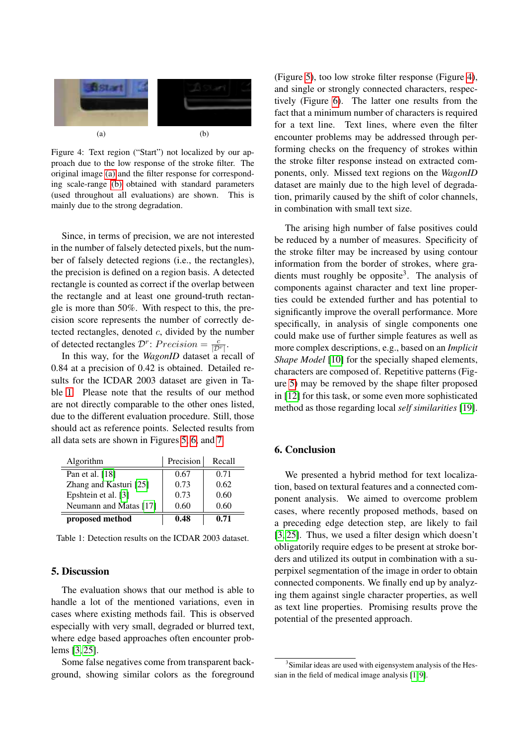(a)

(b)

Figure 4: Text region ("Start") not localized by our approach due to the low response of the stroke filter. The original image (a) and the filter response for corresponding scale-range (b) obtained with standard parameters (used throughout all evaluations) are shown. This is mainly due to the strong degradation.

Since, in terms of precision, we are not interested in the number of falsely detected pixels, but the number of falsely detected regions (i.e., the rectangles), the precision is defined on a region basis. A detected rectangle is counted as correct if the overlap between the rectangle and at least one ground-truth rectangle is more than 50%. With respect to this, the precision score represents the number of correctly detected rectangles, denoted $c$, divided by the number of detected rectangles $\mathcal{D}^r$: $Precision = \frac{c}{|\mathcal{D}^r|}$.

In this way, for the *WagonID* dataset a recall of 0.84 at a precision of 0.42 is obtained. Detailed results for the ICDAR 2003 dataset are given in Table 1. Please note that the results of our method are not directly comparable to the other ones listed, due to the different evaluation procedure. Still, those should act as reference points. Selected results from all data sets are shown in Figures 5, 6, and 7.

| Algorithm | Precision | Recall |
|---|---|---|
| Pan et al. [18] | 0.67 | 0.71 |
| Zhang and Kasturi [25] | 0.73 | 0.62 |
| Epshtein et al. [3] | 0.73 | 0.60 |
| Neumann and Matas [17] | 0.60 | 0.60 |
| **proposed method** | **0.48** | **0.71** |

Table 1: Detection results on the ICDAR 2003 dataset.

## 5. Discussion

The evaluation shows that our method is able to handle a lot of the mentioned variations, even in cases where existing methods fail. This is observed especially with very small, degraded or blurred text, where edge based approaches often encounter problems [3, 25].

Some false negatives come from transparent background, showing similar colors as the foreground (Figure 5), too low stroke filter response (Figure 4), and single or strongly connected characters, respectively (Figure 6). The latter one results from the fact that a minimum number of characters is required for a text line. Text lines, where even the filter encounter problems may be addressed through performing checks on the frequency of strokes within the stroke filter response instead on extracted components, only. Missed text regions on the *WagonID* dataset are mainly due to the high level of degradation, primarily caused by the shift of color channels, in combination with small text size.

The arising high number of false positives could be reduced by a number of measures. Specificity of the stroke filter may be increased by using contour information from the border of strokes, where gradients must roughly be opposite[3]. The analysis of components against character and text line properties could be extended further and has potential to significantly improve the overall performance. More specifically, in analysis of single components one could make use of further simple features as well as more complex descriptions, e.g., based on an *Implicit Shape Model* [10] for the specially shaped elements, characters are composed of. Repetitive patterns (Figure 5) may be removed by the shape filter proposed in [12] for this task, or some even more sophisticated method as those regarding local *self similarities* [19].

## 6. Conclusion

We presented a hybrid method for text localization, based on textural features and a connected component analysis. We aimed to overcome problem cases, where recently proposed methods, based on a preceding edge detection step, are likely to fail [3, 25]. Thus, we used a filter design which doesn't obligatorily require edges to be present at stroke borders and utilized its output in combination with a superpixel segmentation of the image in order to obtain connected components. We finally end up by analyzing them against single character properties, as well as text line properties. Promising results prove the potential of the presented approach.

[3] Similar ideas are used with eigensystem analysis of the Hessian in the field of medical image analysis [1, 9].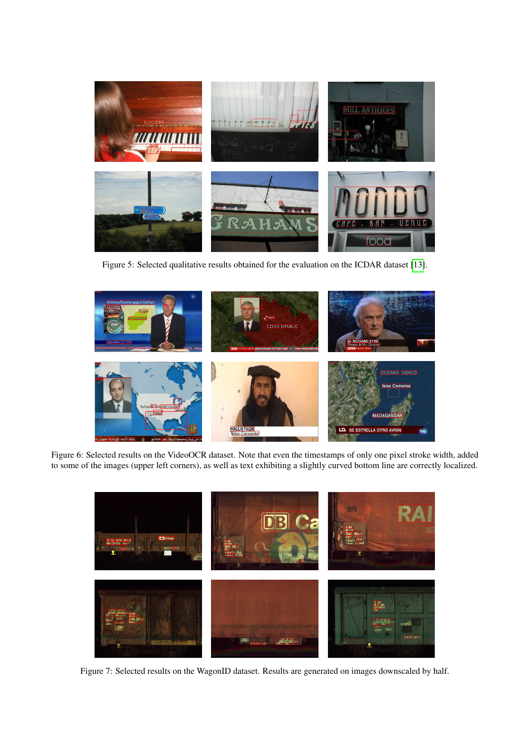Figure 5: Selected qualitative results obtained for the evaluation on the ICDAR dataset [13].

Figure 6: Selected results on the VideoOCR dataset. Note that even the timestamps of only one pixel stroke width, added to some of the images (upper left corners), as well as text exhibiting a slightly curved bottom line are correctly localized.

Figure 7: Selected results on the WagonID dataset. Results are generated on images downscaled by half.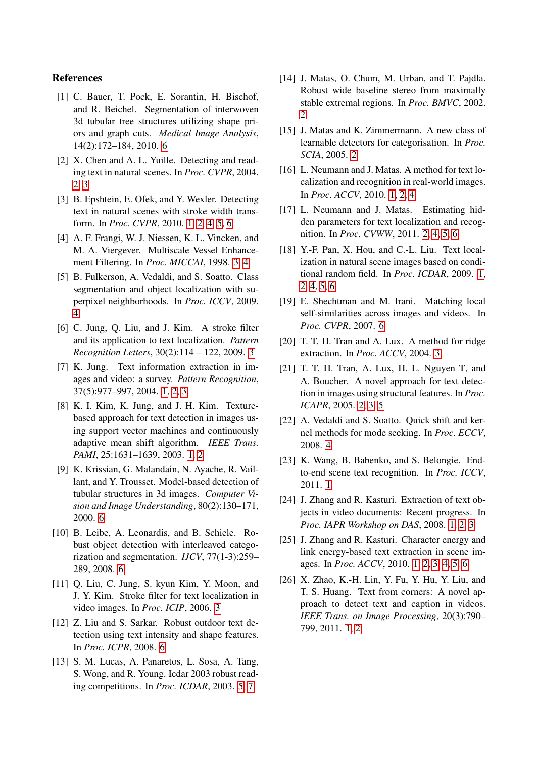## References

[1] C. Bauer, T. Pock, E. Sorantin, H. Bischof, and R. Beichel. Segmentation of interwoven 3d tubular tree structures utilizing shape priors and graph cuts. *Medical Image Analysis*, 14(2):172–184, 2010. 6

[2] X. Chen and A. L. Yuille. Detecting and reading text in natural scenes. In *Proc. CVPR*, 2004. 2, 3

[3] B. Epshtein, E. Ofek, and Y. Wexler. Detecting text in natural scenes with stroke width transform. In *Proc. CVPR*, 2010. 1, 2, 4, 5, 6

[4] A. F. Frangi, W. J. Niessen, K. L. Vincken, and M. A. Viergever. Multiscale Vessel Enhancement Filtering. In *Proc. MICCAI*, 1998. 3, 4

[5] B. Fulkerson, A. Vedaldi, and S. Soatto. Class segmentation and object localization with superpixel neighborhoods. In *Proc. ICCV*, 2009. 4

[6] C. Jung, Q. Liu, and J. Kim. A stroke filter and its application to text localization. *Pattern Recognition Letters*, 30(2):114 – 122, 2009. 3

[7] K. Jung. Text information extraction in images and video: a survey. *Pattern Recognition*, 37(5):977–997, 2004. 1, 2, 3

[8] K. I. Kim, K. Jung, and J. H. Kim. Texture-based approach for text detection in images using support vector machines and continuously adaptive mean shift algorithm. *IEEE Trans. PAMI*, 25:1631–1639, 2003. 1, 2

[9] K. Krissian, G. Malandain, N. Ayache, R. Vaillant, and Y. Trousset. Model-based detection of tubular structures in 3d images. *Computer Vision and Image Understanding*, 80(2):130–171, 2000. 6

[10] B. Leibe, A. Leonardis, and B. Schiele. Robust object detection with interleaved categorization and segmentation. *IJCV*, 77(1-3):259–289, 2008. 6

[11] Q. Liu, C. Jung, S. kyun Kim, Y. Moon, and J. Y. Kim. Stroke filter for text localization in video images. In *Proc. ICIP*, 2006. 3

[12] Z. Liu and S. Sarkar. Robust outdoor text detection using text intensity and shape features. In *Proc. ICPR*, 2008. 6

[13] S. M. Lucas, A. Panaretos, L. Sosa, A. Tang, S. Wong, and R. Young. Icdar 2003 robust reading competitions. In *Proc. ICDAR*, 2003. 5, 7

[14] J. Matas, O. Chum, M. Urban, and T. Pajdla. Robust wide baseline stereo from maximally stable extremal regions. In *Proc. BMVC*, 2002. 2

[15] J. Matas and K. Zimmermann. A new class of learnable detectors for categorisation. In *Proc. SCIA*, 2005. 2

[16] L. Neumann and J. Matas. A method for text localization and recognition in real-world images. In *Proc. ACCV*, 2010. 1, 2, 4

[17] L. Neumann and J. Matas. Estimating hidden parameters for text localization and recognition. In *Proc. CVWW*, 2011. 2, 4, 5, 6

[18] Y.-F. Pan, X. Hou, and C.-L. Liu. Text localization in natural scene images based on conditional random field. In *Proc. ICDAR*, 2009. 1, 2, 4, 5, 6

[19] E. Shechtman and M. Irani. Matching local self-similarities across images and videos. In *Proc. CVPR*, 2007. 6

[20] T. T. H. Tran and A. Lux. A method for ridge extraction. In *Proc. ACCV*, 2004. 3

[21] T. T. H. Tran, A. Lux, H. L. Nguyen T, and A. Boucher. A novel approach for text detection in images using structural features. In *Proc. ICAPR*, 2005. 2, 3, 5

[22] A. Vedaldi and S. Soatto. Quick shift and kernel methods for mode seeking. In *Proc. ECCV*, 2008. 4

[23] K. Wang, B. Babenko, and S. Belongie. End-to-end scene text recognition. In *Proc. ICCV*, 2011. 1

[24] J. Zhang and R. Kasturi. Extraction of text objects in video documents: Recent progress. In *Proc. IAPR Workshop on DAS*, 2008. 1, 2, 3

[25] J. Zhang and R. Kasturi. Character energy and link energy-based text extraction in scene images. In *Proc. ACCV*, 2010. 1, 2, 3, 4, 5, 6

[26] X. Zhao, K.-H. Lin, Y. Fu, Y. Hu, Y. Liu, and T. S. Huang. Text from corners: A novel approach to detect text and caption in videos. *IEEE Trans. on Image Processing*, 20(3):790–799, 2011. 1, 2